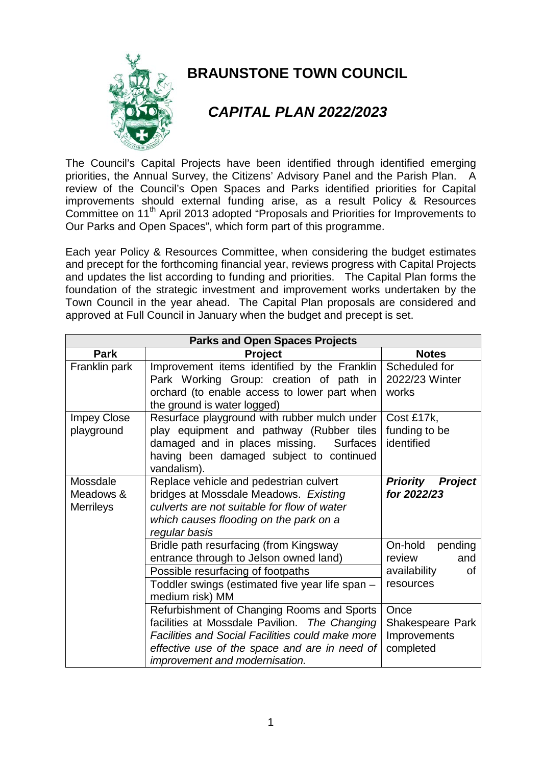# BRAUNSTONE TOWN COUNCIL

## *CAPITAL PLAN 2022/2023*

The Council's Capital Projects have been identified through identified emerging priorities, the Annual Survey, the Citizens' Advisory Panel and the Parish Plan. A review of the Council's Open Spaces and Parks identified priorities for Capital improvements should external funding arise, as a result Policy & Resources Committee on 11th April 2013 adopted "Proposals and Priorities for Improvements to Our Parks and Open Spaces", which form part of this programme.

Each year Policy & Resources Committee, when considering the budget estimates and precept for the forthcoming financial year, reviews progress with Capital Projects and updates the list according to funding and priorities. The Capital Plan forms the foundation of the strategic investment and improvement works undertaken by the Town Council in the year ahead. The Capital Plan proposals are considered and approved at Full Council in January when the budget and precept is set.

| **Parks and Open Spaces Projects** | | |
|---|---|---|
| **Park** | **Project** | **Notes** |
| Franklin park | Improvement items identified by the Franklin Park Working Group: creation of path in orchard (to enable access to lower part when the ground is water logged) | Scheduled for 2022/23 Winter works |
| Impey Close playground | Resurface playground with rubber mulch under play equipment and pathway (Rubber tiles damaged and in places missing. Surfaces having been damaged subject to continued vandalism). | Cost £17k, funding to be identified |
| Mossdale Meadows & Merrileys | Replace vehicle and pedestrian culvert bridges at Mossdale Meadows. *Existing culverts are not suitable for flow of water which causes flooding on the park on a regular basis* | ***Priority Project for 2022/23*** |
| | Bridle path resurfacing (from Kingsway entrance through to Jelson owned land) | On-hold pending review and availability of resources |
| | Possible resurfacing of footpaths | |
| | Toddler swings (estimated five year life span – medium risk) MM | |
| | Refurbishment of Changing Rooms and Sports facilities at Mossdale Pavilion. *The Changing Facilities and Social Facilities could make more effective use of the space and are in need of improvement and modernisation.* | Once Shakespeare Park Improvements completed |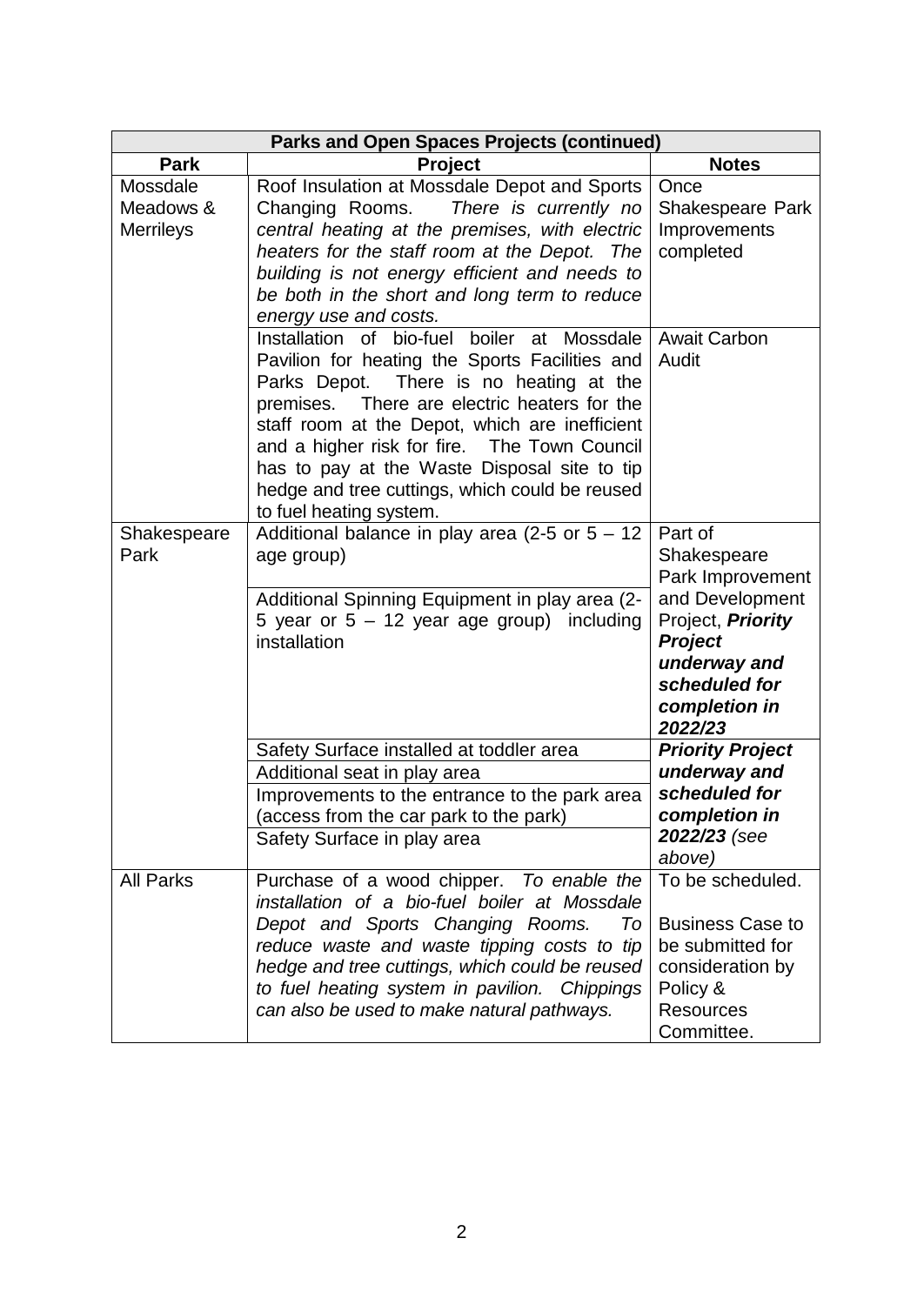| Parks and Open Spaces Projects (continued) | | |
|---|---|---|
| **Park** | **Project** | **Notes** |
| Mossdale Meadows & Merrileys | Roof Insulation at Mossdale Depot and Sports Changing Rooms. *There is currently no central heating at the premises, with electric heaters for the staff room at the Depot. The building is not energy efficient and needs to be both in the short and long term to reduce energy use and costs.* | Once Shakespeare Park Improvements completed |
| | Installation of bio-fuel boiler at Mossdale Pavilion for heating the Sports Facilities and Parks Depot. There is no heating at the premises. There are electric heaters for the staff room at the Depot, which are inefficient and a higher risk for fire. The Town Council has to pay at the Waste Disposal site to tip hedge and tree cuttings, which could be reused to fuel heating system. | Await Carbon Audit |
| Shakespeare Park | Additional balance in play area (2-5 or 5 – 12 age group) | Part of Shakespeare Park Improvement and Development Project, ***Priority Project underway and scheduled for completion in 2022/23*** |
| | Additional Spinning Equipment in play area (2-5 year or 5 – 12 year age group) including installation | |
| | Safety Surface installed at toddler area | ***Priority Project underway and scheduled for completion in 2022/23*** *(see above)* |
| | Additional seat in play area | |
| | Improvements to the entrance to the park area (access from the car park to the park) | |
| | Safety Surface in play area | |
| All Parks | Purchase of a wood chipper. *To enable the installation of a bio-fuel boiler at Mossdale Depot and Sports Changing Rooms. To reduce waste and waste tipping costs to tip hedge and tree cuttings, which could be reused to fuel heating system in pavilion. Chippings can also be used to make natural pathways.* | To be scheduled.<br><br>Business Case to be submitted for consideration by Policy & Resources Committee. |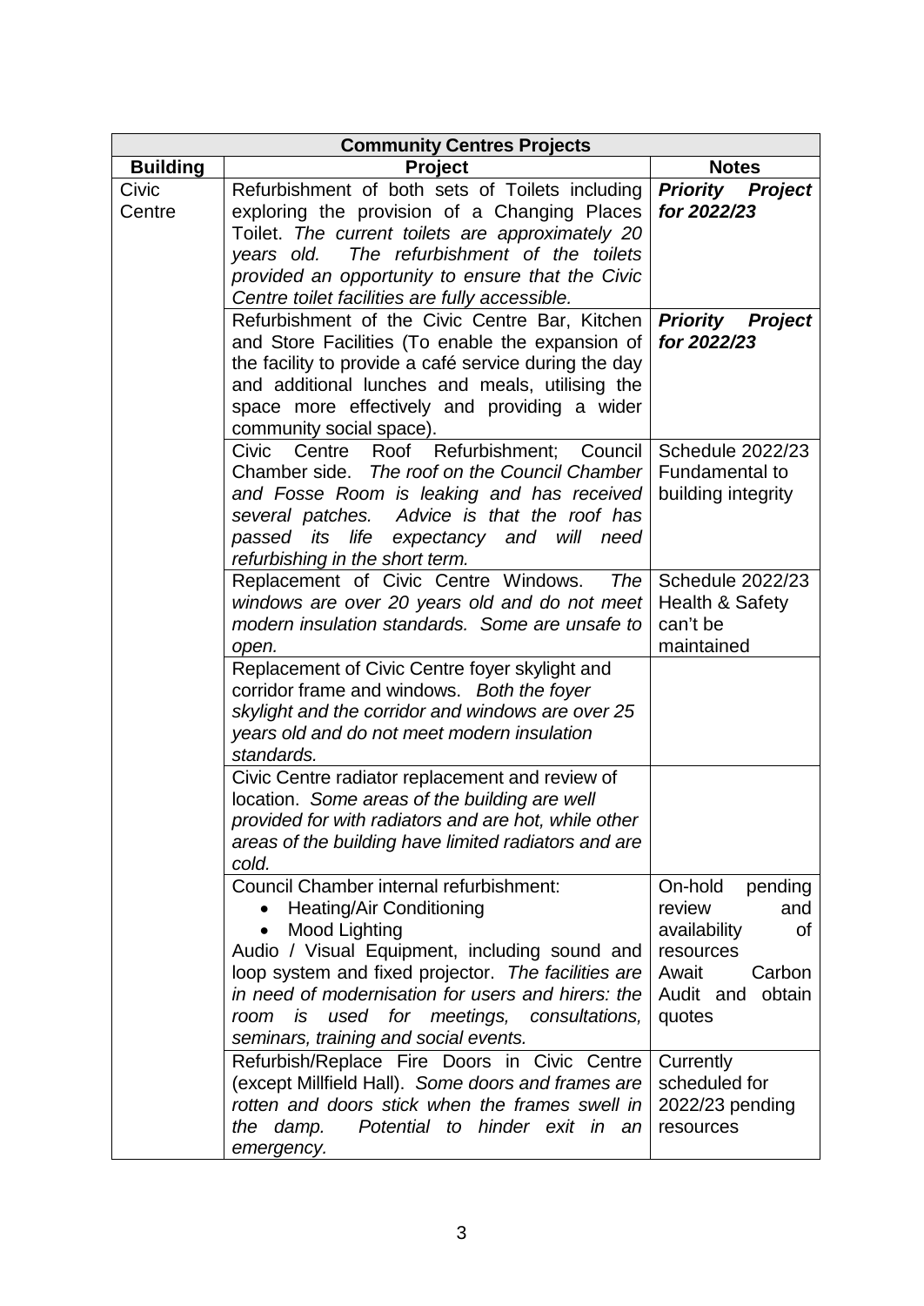| Community Centres Projects | | |
|---|---|---|
| **Building** | **Project** | **Notes** |
| Civic Centre | Refurbishment of both sets of Toilets including exploring the provision of a Changing Places Toilet. *The current toilets are approximately 20 years old. The refurbishment of the toilets provided an opportunity to ensure that the Civic Centre toilet facilities are fully accessible.* | ***Priority Project for 2022/23*** |
| | Refurbishment of the Civic Centre Bar, Kitchen and Store Facilities (To enable the expansion of the facility to provide a café service during the day and additional lunches and meals, utilising the space more effectively and providing a wider community social space). | ***Priority Project for 2022/23*** |
| | Civic Centre Roof Refurbishment; Council Chamber side. *The roof on the Council Chamber and Fosse Room is leaking and has received several patches. Advice is that the roof has passed its life expectancy and will need refurbishing in the short term.* | Schedule 2022/23 Fundamental to building integrity |
| | Replacement of Civic Centre Windows. *The windows are over 20 years old and do not meet modern insulation standards. Some are unsafe to open.* | Schedule 2022/23 Health & Safety can't be maintained |
| | Replacement of Civic Centre foyer skylight and corridor frame and windows. *Both the foyer skylight and the corridor and windows are over 25 years old and do not meet modern insulation standards.* | |
| | Civic Centre radiator replacement and review of location. *Some areas of the building are well provided for with radiators and are hot, while other areas of the building have limited radiators and are cold.* | |
| | Council Chamber internal refurbishment:<br>• Heating/Air Conditioning<br>• Mood Lighting<br>Audio / Visual Equipment, including sound and loop system and fixed projector. *The facilities are in need of modernisation for users and hirers: the room is used for meetings, consultations, seminars, training and social events.* | On-hold pending review and availability of resources<br>Await Carbon Audit and obtain quotes |
| | Refurbish/Replace Fire Doors in Civic Centre (except Millfield Hall). *Some doors and frames are rotten and doors stick when the frames swell in the damp. Potential to hinder exit in an emergency.* | Currently scheduled for 2022/23 pending resources |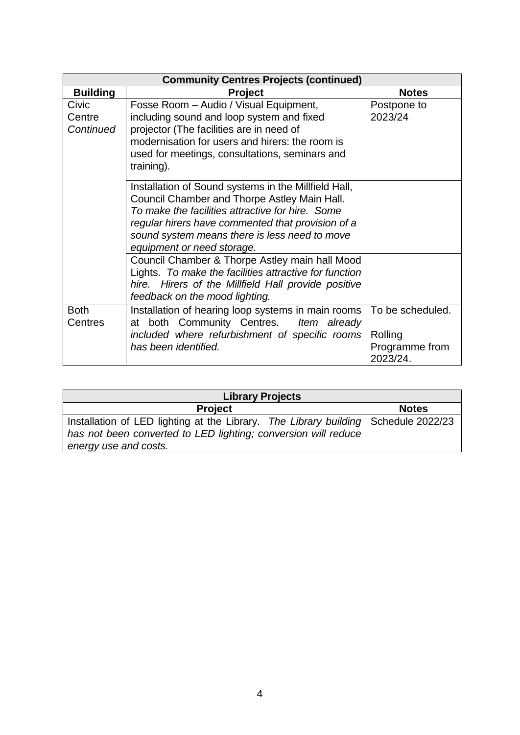| Community Centres Projects (continued) | | |
|---|---|---|
| **Building** | **Project** | **Notes** |
| Civic Centre *Continued* | Fosse Room – Audio / Visual Equipment, including sound and loop system and fixed projector (The facilities are in need of modernisation for users and hirers: the room is used for meetings, consultations, seminars and training). | Postpone to 2023/24 |
| | Installation of Sound systems in the Millfield Hall, Council Chamber and Thorpe Astley Main Hall. *To make the facilities attractive for hire. Some regular hirers have commented that provision of a sound system means there is less need to move equipment or need storage.* | |
| | Council Chamber & Thorpe Astley main hall Mood Lights. *To make the facilities attractive for function hire. Hirers of the Millfield Hall provide positive feedback on the mood lighting.* | |
| Both Centres | Installation of hearing loop systems in main rooms at both Community Centres. *Item already included where refurbishment of specific rooms has been identified.* | To be scheduled.<br><br>Rolling Programme from 2023/24. |

| Library Projects | |
|---|---|
| **Project** | **Notes** |
| Installation of LED lighting at the Library. *The Library building has not been converted to LED lighting; conversion will reduce energy use and costs.* | Schedule 2022/23 |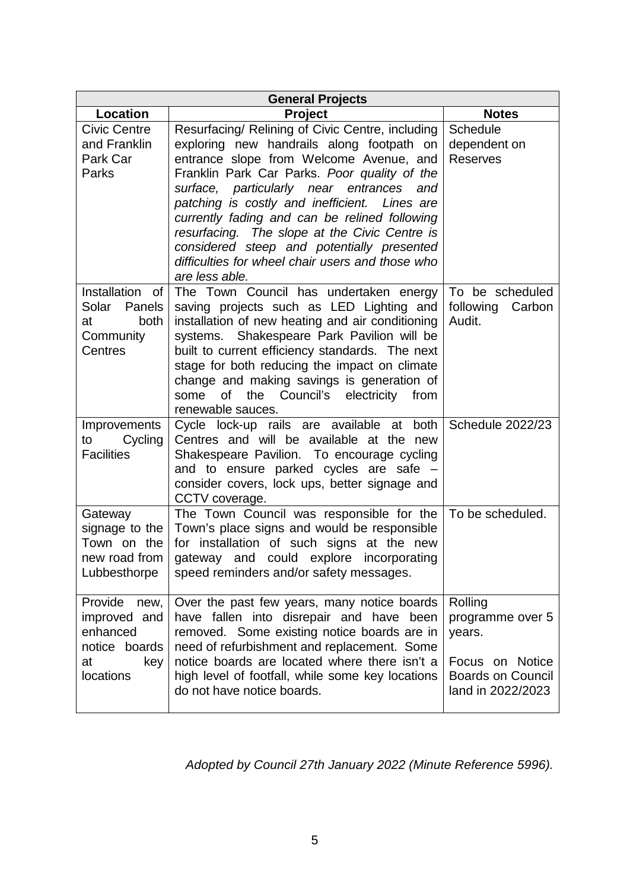| General Projects | | |
|---|---|---|
| **Location** | **Project** | **Notes** |
| Civic Centre and Franklin Park Car Parks | Resurfacing/ Relining of Civic Centre, including exploring new handrails along footpath on entrance slope from Welcome Avenue, and Franklin Park Car Parks. *Poor quality of the surface, particularly near entrances and patching is costly and inefficient. Lines are currently fading and can be relined following resurfacing. The slope at the Civic Centre is considered steep and potentially presented difficulties for wheel chair users and those who are less able.* | Schedule dependent on Reserves |
| Installation of Solar Panels at both Community Centres | The Town Council has undertaken energy saving projects such as LED Lighting and installation of new heating and air conditioning systems. Shakespeare Park Pavilion will be built to current efficiency standards. The next stage for both reducing the impact on climate change and making savings is generation of some of the Council's electricity from renewable sauces. | To be scheduled following Carbon Audit. |
| Improvements to Cycling Facilities | Cycle lock-up rails are available at both Centres and will be available at the new Shakespeare Pavilion. To encourage cycling and to ensure parked cycles are safe – consider covers, lock ups, better signage and CCTV coverage. | Schedule 2022/23 |
| Gateway signage to the Town on the new road from Lubbesthorpe | The Town Council was responsible for the Town's place signs and would be responsible for installation of such signs at the new gateway and could explore incorporating speed reminders and/or safety messages. | To be scheduled. |
| Provide new, improved and enhanced notice boards at key locations | Over the past few years, many notice boards have fallen into disrepair and have been removed. Some existing notice boards are in need of refurbishment and replacement. Some notice boards are located where there isn't a high level of footfall, while some key locations do not have notice boards. | Rolling programme over 5 years.<br><br>Focus on Notice Boards on Council land in 2022/2023 |

*Adopted by Council 27th January 2022 (Minute Reference 5996).*